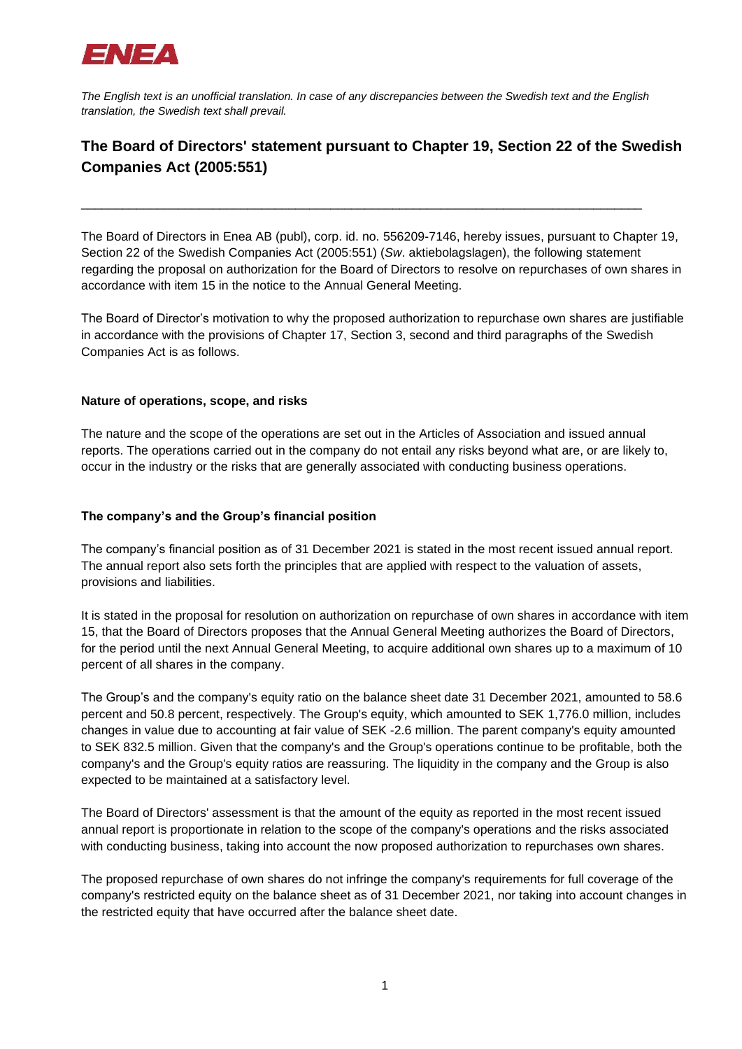ENEA

*The English text is an unofficial translation. In case of any discrepancies between the Swedish text and the English translation, the Swedish text shall prevail.*

## The Board of Directors' statement pursuant to Chapter 19, Section 22 of the Swedish Companies Act (2005:551)

---

The Board of Directors in Enea AB (publ), corp. id. no. 556209-7146, hereby issues, pursuant to Chapter 19, Section 22 of the Swedish Companies Act (2005:551) (*Sw*. aktiebolagslagen), the following statement regarding the proposal on authorization for the Board of Directors to resolve on repurchases of own shares in accordance with item 15 in the notice to the Annual General Meeting.

The Board of Director's motivation to why the proposed authorization to repurchase own shares are justifiable in accordance with the provisions of Chapter 17, Section 3, second and third paragraphs of the Swedish Companies Act is as follows.

**Nature of operations, scope, and risks**

The nature and the scope of the operations are set out in the Articles of Association and issued annual reports. The operations carried out in the company do not entail any risks beyond what are, or are likely to, occur in the industry or the risks that are generally associated with conducting business operations.

**The company's and the Group's financial position**

The company's financial position as of 31 December 2021 is stated in the most recent issued annual report. The annual report also sets forth the principles that are applied with respect to the valuation of assets, provisions and liabilities.

It is stated in the proposal for resolution on authorization on repurchase of own shares in accordance with item 15, that the Board of Directors proposes that the Annual General Meeting authorizes the Board of Directors, for the period until the next Annual General Meeting, to acquire additional own shares up to a maximum of 10 percent of all shares in the company.

The Group's and the company's equity ratio on the balance sheet date 31 December 2021, amounted to 58.6 percent and 50.8 percent, respectively. The Group's equity, which amounted to SEK 1,776.0 million, includes changes in value due to accounting at fair value of SEK -2.6 million. The parent company's equity amounted to SEK 832.5 million. Given that the company's and the Group's operations continue to be profitable, both the company's and the Group's equity ratios are reassuring. The liquidity in the company and the Group is also expected to be maintained at a satisfactory level.

The Board of Directors' assessment is that the amount of the equity as reported in the most recent issued annual report is proportionate in relation to the scope of the company's operations and the risks associated with conducting business, taking into account the now proposed authorization to repurchases own shares.

The proposed repurchase of own shares do not infringe the company's requirements for full coverage of the company's restricted equity on the balance sheet as of 31 December 2021, nor taking into account changes in the restricted equity that have occurred after the balance sheet date.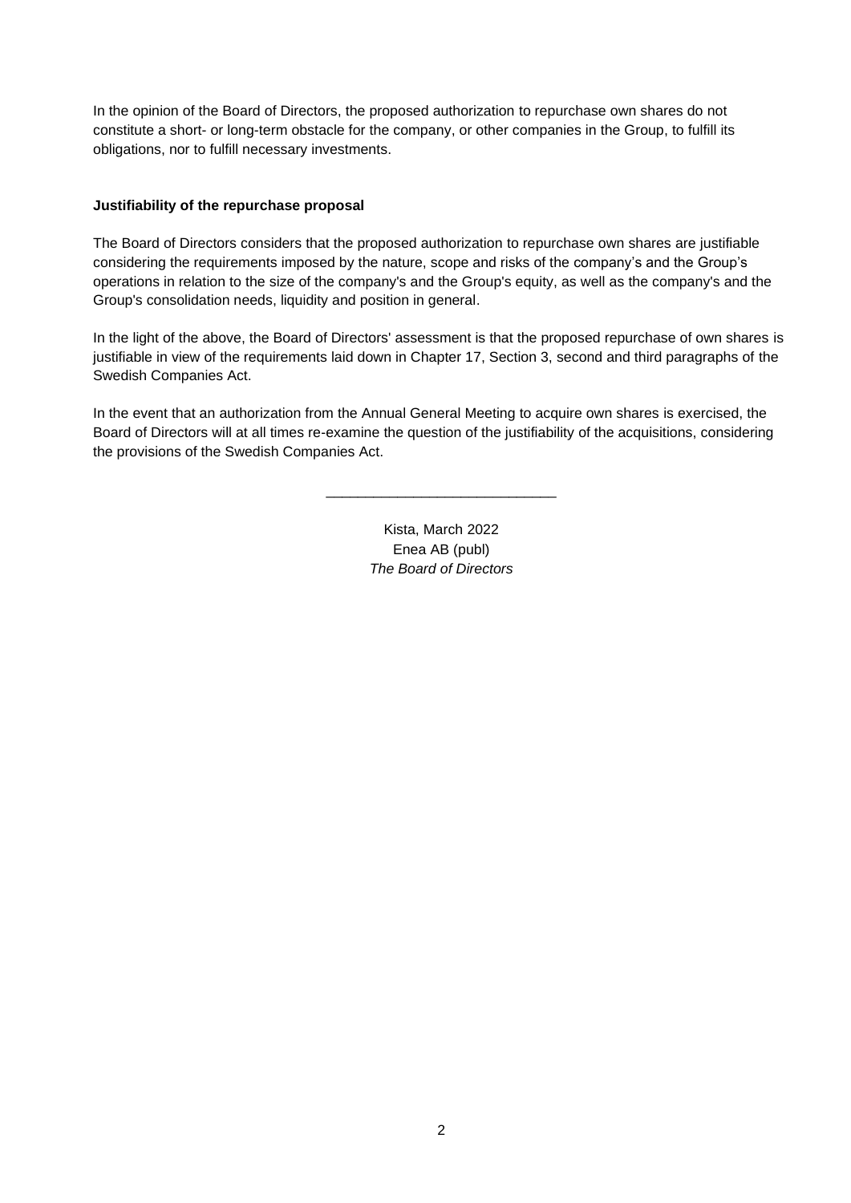In the opinion of the Board of Directors, the proposed authorization to repurchase own shares do not constitute a short- or long-term obstacle for the company, or other companies in the Group, to fulfill its obligations, nor to fulfill necessary investments.

**Justifiability of the repurchase proposal**

The Board of Directors considers that the proposed authorization to repurchase own shares are justifiable considering the requirements imposed by the nature, scope and risks of the company's and the Group's operations in relation to the size of the company's and the Group's equity, as well as the company's and the Group's consolidation needs, liquidity and position in general.

In the light of the above, the Board of Directors' assessment is that the proposed repurchase of own shares is justifiable in view of the requirements laid down in Chapter 17, Section 3, second and third paragraphs of the Swedish Companies Act.

In the event that an authorization from the Annual General Meeting to acquire own shares is exercised, the Board of Directors will at all times re-examine the question of the justifiability of the acquisitions, considering the provisions of the Swedish Companies Act.

\_\_\_\_\_\_\_\_\_\_\_\_\_\_\_\_\_\_\_\_\_\_\_\_\_\_\_\_\_\_

Kista, March 2022
Enea AB (publ)
*The Board of Directors*